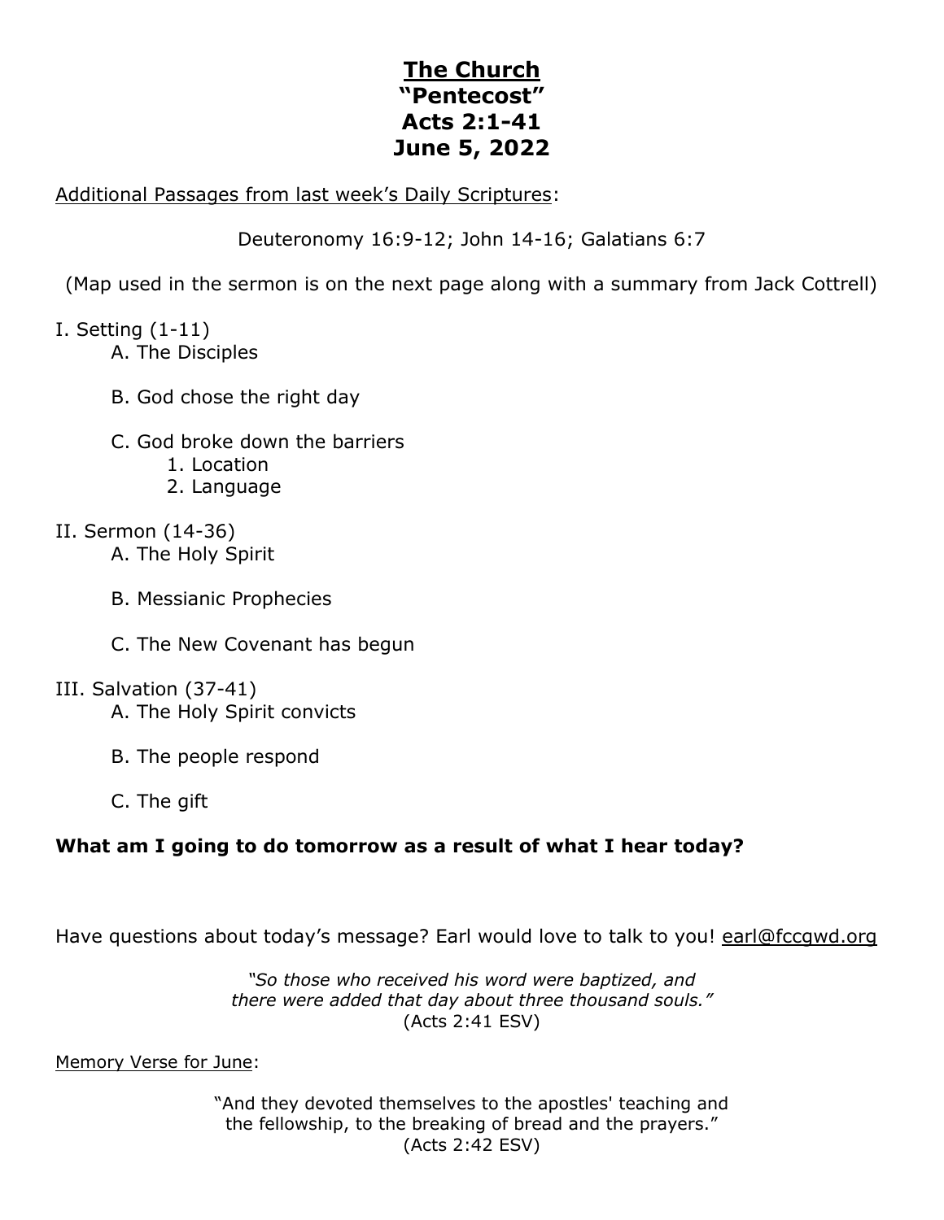# The Church
# "Pentecost"
# Acts 2:1-41
# June 5, 2022

Additional Passages from last week's Daily Scriptures:

Deuteronomy 16:9-12; John 14-16; Galatians 6:7

(Map used in the sermon is on the next page along with a summary from Jack Cottrell)

I. Setting (1-11)
- A. The Disciples
- B. God chose the right day
- C. God broke down the barriers
  1. Location
  2. Language

II. Sermon (14-36)
- A. The Holy Spirit
- B. Messianic Prophecies
- C. The New Covenant has begun

III. Salvation (37-41)
- A. The Holy Spirit convicts
- B. The people respond
- C. The gift

**What am I going to do tomorrow as a result of what I hear today?**

Have questions about today's message? Earl would love to talk to you! earl@fccgwd.org

*"So those who received his word were baptized, and there were added that day about three thousand souls."*
(Acts 2:41 ESV)

Memory Verse for June:

"And they devoted themselves to the apostles' teaching and the fellowship, to the breaking of bread and the prayers."
(Acts 2:42 ESV)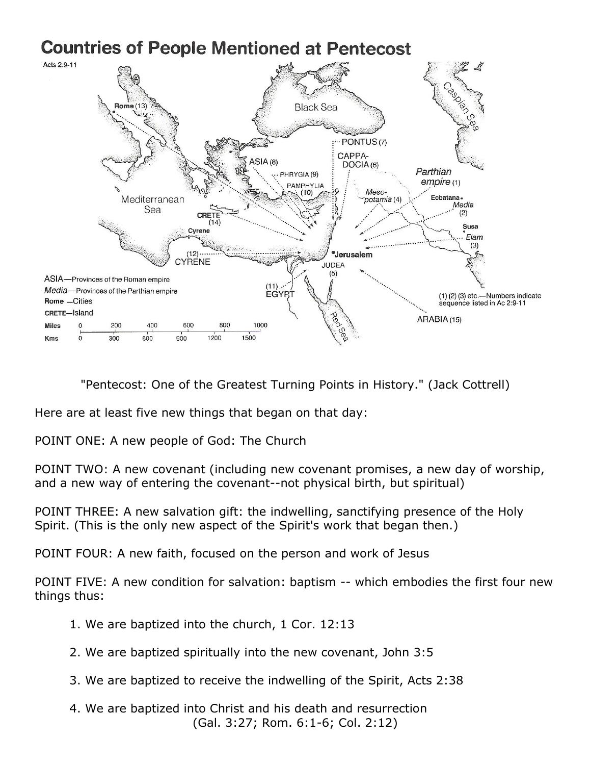## Countries of People Mentioned at Pentecost

Acts 2:9-11

Rome (13)
Black Sea
Caspian Sea
PONTUS (7)
CAPPA-DOCIA (6)
ASIA (8)
PHRYGIA (9)
PAMPHYLIA (10)
Parthian empire (1)
Meso-potamia (4)
Ecbatana
Media (2)
Susa
Elam (3)
Mediterranean Sea
CRETE (14)
Cyrene
(12) CYRENE
Jerusalem
JUDEA (5)
(11) EGYPT
Red Sea
ARABIA (15)

ASIA—Provinces of the Roman empire
*Media*—Provinces of the Parthian empire
Rome —Cities
CRETE—Island

Miles 0 200 400 600 800 1000
Kms 0 300 600 900 1200 1500

(1) (2) (3) etc.—Numbers indicate sequence listed in Ac 2:9-11

"Pentecost: One of the Greatest Turning Points in History." (Jack Cottrell)

Here are at least five new things that began on that day:

POINT ONE: A new people of God: The Church

POINT TWO: A new covenant (including new covenant promises, a new day of worship, and a new way of entering the covenant--not physical birth, but spiritual)

POINT THREE: A new salvation gift: the indwelling, sanctifying presence of the Holy Spirit. (This is the only new aspect of the Spirit's work that began then.)

POINT FOUR: A new faith, focused on the person and work of Jesus

POINT FIVE: A new condition for salvation: baptism -- which embodies the first four new things thus:

1. We are baptized into the church, 1 Cor. 12:13
2. We are baptized spiritually into the new covenant, John 3:5
3. We are baptized to receive the indwelling of the Spirit, Acts 2:38
4. We are baptized into Christ and his death and resurrection (Gal. 3:27; Rom. 6:1-6; Col. 2:12)